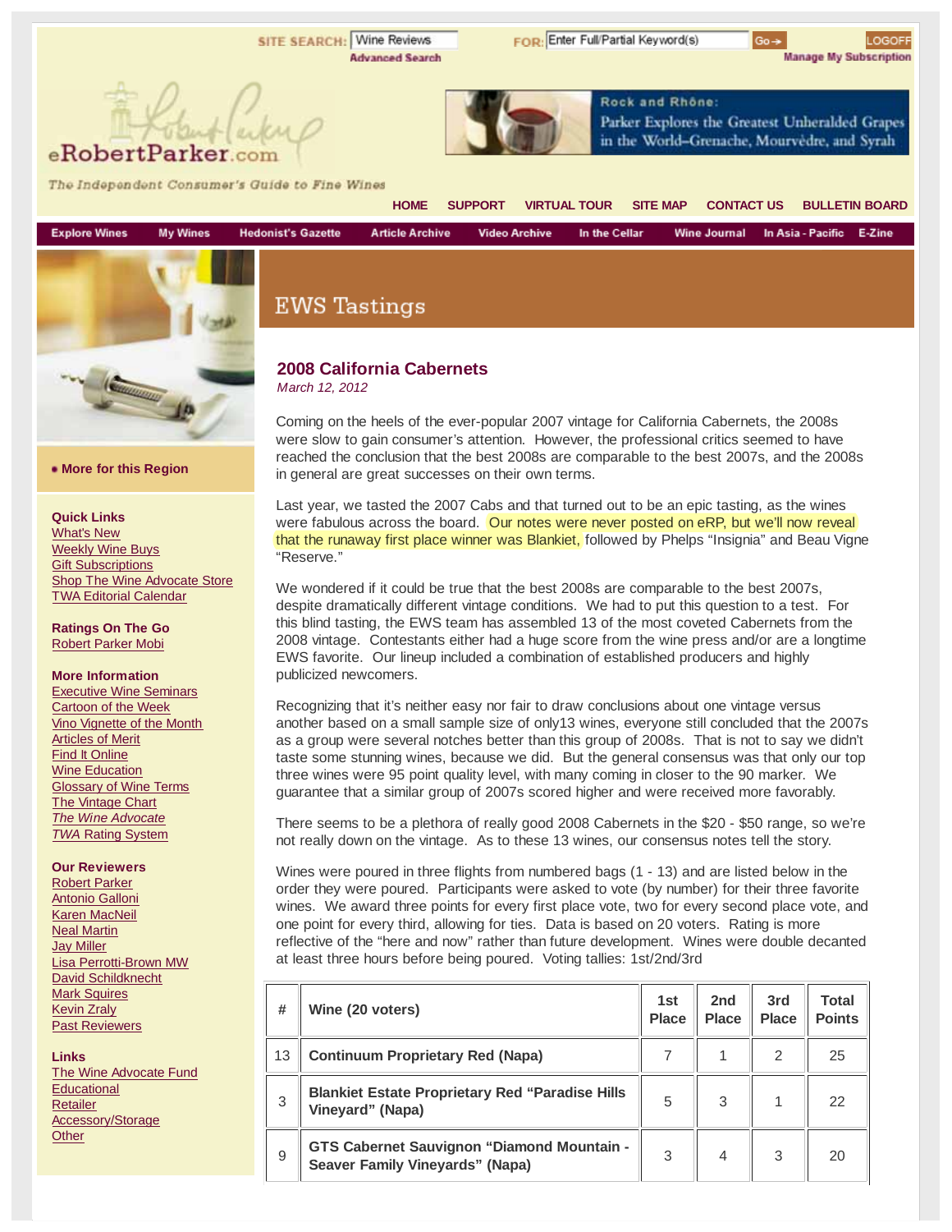SITE SEARCH: Wine Reviews FOR: Enter Full/Partial Keyword(s) Go → LOGOFF

Advanced Search Manage My Subscription

eRobertParker.com

The Independent Consumer's Guide to Fine Wines

Rock and Rhône: Parker Explores the Greatest Unheralded Grapes in the World–Grenache, Mourvèdre, and Syrah

HOME SUPPORT VIRTUAL TOUR SITE MAP CONTACT US BULLETIN BOARD

Explore Wines | My Wines | Hedonist's Gazette | Article Archive | Video Archive | In the Cellar | Wine Journal | In Asia - Pacific | E-Zine

• More for this Region

**Quick Links**
- What's New
- Weekly Wine Buys
- Gift Subscriptions
- Shop The Wine Advocate Store
- TWA Editorial Calendar

**Ratings On The Go**
- Robert Parker Mobi

**More Information**
- Executive Wine Seminars
- Cartoon of the Week
- Vino Vignette of the Month
- Articles of Merit
- Find It Online
- Wine Education
- Glossary of Wine Terms
- The Vintage Chart
- *The Wine Advocate*
- *TWA* Rating System

**Our Reviewers**
- Robert Parker
- Antonio Galloni
- Karen MacNeil
- Neal Martin
- Jay Miller
- Lisa Perrotti-Brown MW
- David Schildknecht
- Mark Squires
- Kevin Zraly
- Past Reviewers

**Links**
- The Wine Advocate Fund
- Educational
- Retailer
- Accessory/Storage
- Other

# EWS Tastings

## 2008 California Cabernets

*March 12, 2012*

Coming on the heels of the ever-popular 2007 vintage for California Cabernets, the 2008s were slow to gain consumer's attention. However, the professional critics seemed to have reached the conclusion that the best 2008s are comparable to the best 2007s, and the 2008s in general are great successes on their own terms.

Last year, we tasted the 2007 Cabs and that turned out to be an epic tasting, as the wines were fabulous across the board. Our notes were never posted on eRP, but we'll now reveal that the runaway first place winner was Blankiet, followed by Phelps "Insignia" and Beau Vigne "Reserve."

We wondered if it could be true that the best 2008s are comparable to the best 2007s, despite dramatically different vintage conditions. We had to put this question to a test. For this blind tasting, the EWS team has assembled 13 of the most coveted Cabernets from the 2008 vintage. Contestants either had a huge score from the wine press and/or are a longtime EWS favorite. Our lineup included a combination of established producers and highly publicized newcomers.

Recognizing that it's neither easy nor fair to draw conclusions about one vintage versus another based on a small sample size of only13 wines, everyone still concluded that the 2007s as a group were several notches better than this group of 2008s. That is not to say we didn't taste some stunning wines, because we did. But the general consensus was that only our top three wines were 95 point quality level, with many coming in closer to the 90 marker. We guarantee that a similar group of 2007s scored higher and were received more favorably.

There seems to be a plethora of really good 2008 Cabernets in the $20 - $50 range, so we're not really down on the vintage. As to these 13 wines, our consensus notes tell the story.

Wines were poured in three flights from numbered bags (1 - 13) and are listed below in the order they were poured. Participants were asked to vote (by number) for their three favorite wines. We award three points for every first place vote, two for every second place vote, and one point for every third, allowing for ties. Data is based on 20 voters. Rating is more reflective of the "here and now" rather than future development. Wines were double decanted at least three hours before being poured. Voting tallies: 1st/2nd/3rd

| # | Wine (20 voters) | 1st Place | 2nd Place | 3rd Place | Total Points |
|---|---|---|---|---|---|
| 13 | **Continuum Proprietary Red (Napa)** | 7 | 1 | 2 | 25 |
| 3 | **Blankiet Estate Proprietary Red "Paradise Hills Vineyard" (Napa)** | 5 | 3 | 1 | 22 |
| 9 | **GTS Cabernet Sauvignon "Diamond Mountain - Seaver Family Vineyards" (Napa)** | 3 | 4 | 3 | 20 |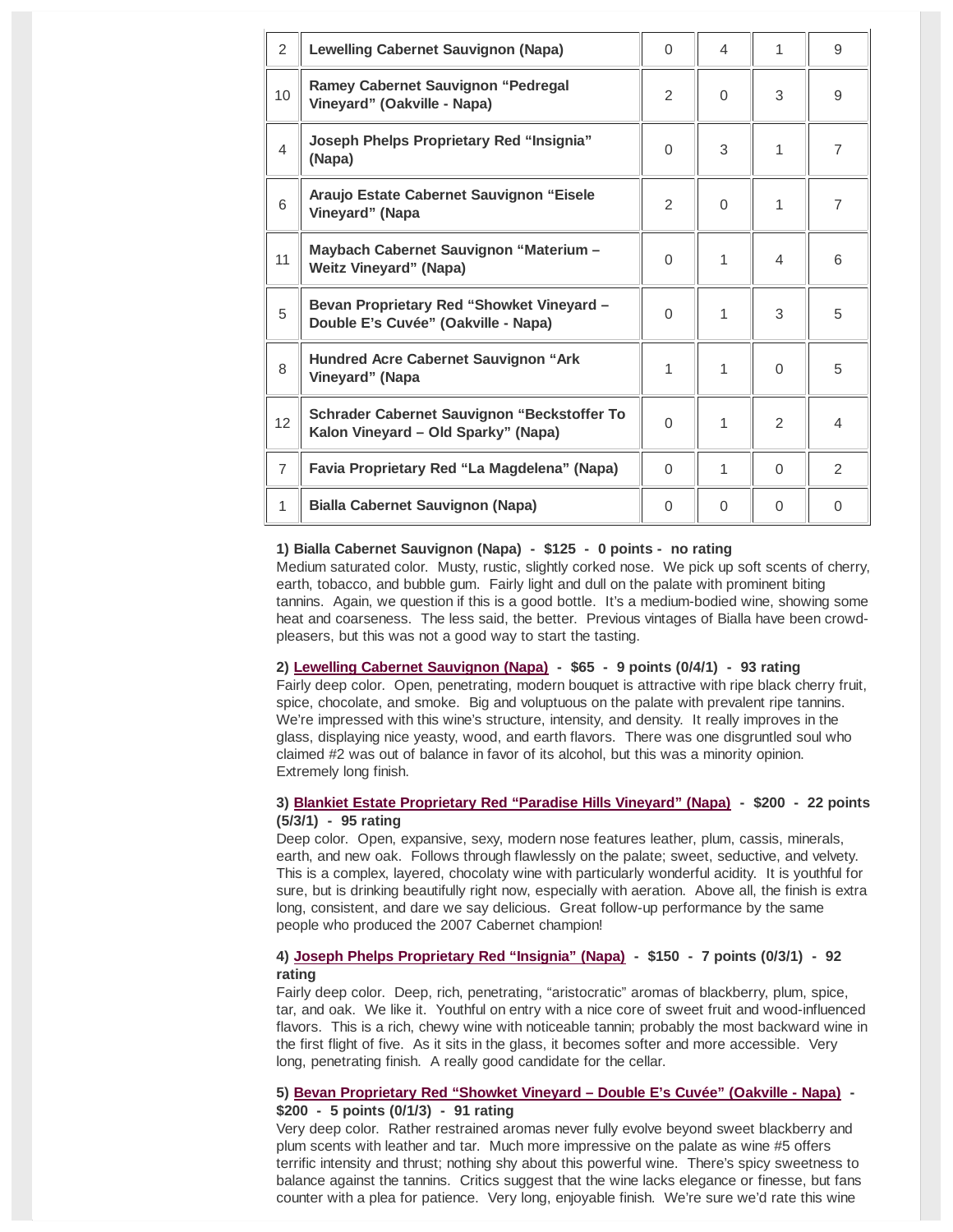| | | | | | |
|---|---|---|---|---|---|
| 2 | **Lewelling Cabernet Sauvignon (Napa)** | 0 | 4 | 1 | 9 |
| 10 | **Ramey Cabernet Sauvignon "Pedregal Vineyard" (Oakville - Napa)** | 2 | 0 | 3 | 9 |
| 4 | **Joseph Phelps Proprietary Red "Insignia" (Napa)** | 0 | 3 | 1 | 7 |
| 6 | **Araujo Estate Cabernet Sauvignon "Eisele Vineyard" (Napa** | 2 | 0 | 1 | 7 |
| 11 | **Maybach Cabernet Sauvignon "Materium – Weitz Vineyard" (Napa)** | 0 | 1 | 4 | 6 |
| 5 | **Bevan Proprietary Red "Showket Vineyard – Double E's Cuvée" (Oakville - Napa)** | 0 | 1 | 3 | 5 |
| 8 | **Hundred Acre Cabernet Sauvignon "Ark Vineyard" (Napa** | 1 | 1 | 0 | 5 |
| 12 | **Schrader Cabernet Sauvignon "Beckstoffer To Kalon Vineyard – Old Sparky" (Napa)** | 0 | 1 | 2 | 4 |
| 7 | **Favia Proprietary Red "La Magdelena" (Napa)** | 0 | 1 | 0 | 2 |
| 1 | **Bialla Cabernet Sauvignon (Napa)** | 0 | 0 | 0 | 0 |

**1) Bialla Cabernet Sauvignon (Napa) - $125 - 0 points - no rating**
Medium saturated color. Musty, rustic, slightly corked nose. We pick up soft scents of cherry, earth, tobacco, and bubble gum. Fairly light and dull on the palate with prominent biting tannins. Again, we question if this is a good bottle. It's a medium-bodied wine, showing some heat and coarseness. The less said, the better. Previous vintages of Bialla have been crowd-pleasers, but this was not a good way to start the tasting.

**2) Lewelling Cabernet Sauvignon (Napa) - $65 - 9 points (0/4/1) - 93 rating**
Fairly deep color. Open, penetrating, modern bouquet is attractive with ripe black cherry fruit, spice, chocolate, and smoke. Big and voluptuous on the palate with prevalent ripe tannins. We're impressed with this wine's structure, intensity, and density. It really improves in the glass, displaying nice yeasty, wood, and earth flavors. There was one disgruntled soul who claimed #2 was out of balance in favor of its alcohol, but this was a minority opinion. Extremely long finish.

**3) Blankiet Estate Proprietary Red "Paradise Hills Vineyard" (Napa) - $200 - 22 points (5/3/1) - 95 rating**
Deep color. Open, expansive, sexy, modern nose features leather, plum, cassis, minerals, earth, and new oak. Follows through flawlessly on the palate; sweet, seductive, and velvety. This is a complex, layered, chocolaty wine with particularly wonderful acidity. It is youthful for sure, but is drinking beautifully right now, especially with aeration. Above all, the finish is extra long, consistent, and dare we say delicious. Great follow-up performance by the same people who produced the 2007 Cabernet champion!

**4) Joseph Phelps Proprietary Red "Insignia" (Napa) - $150 - 7 points (0/3/1) - 92 rating**
Fairly deep color. Deep, rich, penetrating, "aristocratic" aromas of blackberry, plum, spice, tar, and oak. We like it. Youthful on entry with a nice core of sweet fruit and wood-influenced flavors. This is a rich, chewy wine with noticeable tannin; probably the most backward wine in the first flight of five. As it sits in the glass, it becomes softer and more accessible. Very long, penetrating finish. A really good candidate for the cellar.

**5) Bevan Proprietary Red "Showket Vineyard – Double E's Cuvée" (Oakville - Napa) - $200 - 5 points (0/1/3) - 91 rating**
Very deep color. Rather restrained aromas never fully evolve beyond sweet blackberry and plum scents with leather and tar. Much more impressive on the palate as wine #5 offers terrific intensity and thrust; nothing shy about this powerful wine. There's spicy sweetness to balance against the tannins. Critics suggest that the wine lacks elegance or finesse, but fans counter with a plea for patience. Very long, enjoyable finish. We're sure we'd rate this wine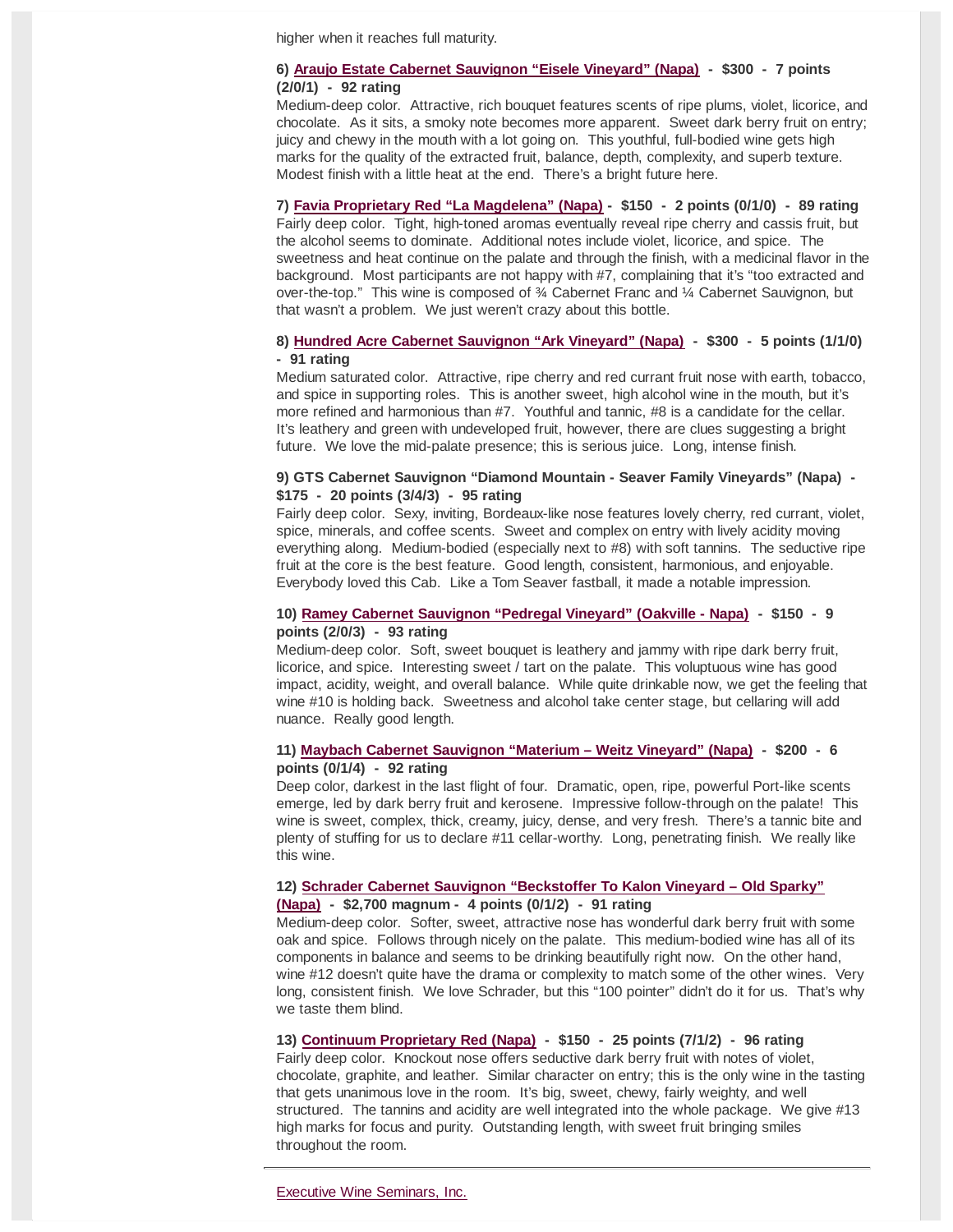higher when it reaches full maturity.

**6) Araujo Estate Cabernet Sauvignon "Eisele Vineyard" (Napa) - $300 - 7 points (2/0/1) - 92 rating**

Medium-deep color. Attractive, rich bouquet features scents of ripe plums, violet, licorice, and chocolate. As it sits, a smoky note becomes more apparent. Sweet dark berry fruit on entry; juicy and chewy in the mouth with a lot going on. This youthful, full-bodied wine gets high marks for the quality of the extracted fruit, balance, depth, complexity, and superb texture. Modest finish with a little heat at the end. There's a bright future here.

**7) Favia Proprietary Red "La Magdelena" (Napa) - $150 - 2 points (0/1/0) - 89 rating**

Fairly deep color. Tight, high-toned aromas eventually reveal ripe cherry and cassis fruit, but the alcohol seems to dominate. Additional notes include violet, licorice, and spice. The sweetness and heat continue on the palate and through the finish, with a medicinal flavor in the background. Most participants are not happy with #7, complaining that it's "too extracted and over-the-top." This wine is composed of ¾ Cabernet Franc and ¼ Cabernet Sauvignon, but that wasn't a problem. We just weren't crazy about this bottle.

**8) Hundred Acre Cabernet Sauvignon "Ark Vineyard" (Napa) - $300 - 5 points (1/1/0) - 91 rating**

Medium saturated color. Attractive, ripe cherry and red currant fruit nose with earth, tobacco, and spice in supporting roles. This is another sweet, high alcohol wine in the mouth, but it's more refined and harmonious than #7. Youthful and tannic, #8 is a candidate for the cellar. It's leathery and green with undeveloped fruit, however, there are clues suggesting a bright future. We love the mid-palate presence; this is serious juice. Long, intense finish.

**9) GTS Cabernet Sauvignon "Diamond Mountain - Seaver Family Vineyards" (Napa) - $175 - 20 points (3/4/3) - 95 rating**

Fairly deep color. Sexy, inviting, Bordeaux-like nose features lovely cherry, red currant, violet, spice, minerals, and coffee scents. Sweet and complex on entry with lively acidity moving everything along. Medium-bodied (especially next to #8) with soft tannins. The seductive ripe fruit at the core is the best feature. Good length, consistent, harmonious, and enjoyable. Everybody loved this Cab. Like a Tom Seaver fastball, it made a notable impression.

**10) Ramey Cabernet Sauvignon "Pedregal Vineyard" (Oakville - Napa) - $150 - 9 points (2/0/3) - 93 rating**

Medium-deep color. Soft, sweet bouquet is leathery and jammy with ripe dark berry fruit, licorice, and spice. Interesting sweet / tart on the palate. This voluptuous wine has good impact, acidity, weight, and overall balance. While quite drinkable now, we get the feeling that wine #10 is holding back. Sweetness and alcohol take center stage, but cellaring will add nuance. Really good length.

**11) Maybach Cabernet Sauvignon "Materium – Weitz Vineyard" (Napa) - $200 - 6 points (0/1/4) - 92 rating**

Deep color, darkest in the last flight of four. Dramatic, open, ripe, powerful Port-like scents emerge, led by dark berry fruit and kerosene. Impressive follow-through on the palate! This wine is sweet, complex, thick, creamy, juicy, dense, and very fresh. There's a tannic bite and plenty of stuffing for us to declare #11 cellar-worthy. Long, penetrating finish. We really like this wine.

**12) Schrader Cabernet Sauvignon "Beckstoffer To Kalon Vineyard – Old Sparky" (Napa) - $2,700 magnum - 4 points (0/1/2) - 91 rating**

Medium-deep color. Softer, sweet, attractive nose has wonderful dark berry fruit with some oak and spice. Follows through nicely on the palate. This medium-bodied wine has all of its components in balance and seems to be drinking beautifully right now. On the other hand, wine #12 doesn't quite have the drama or complexity to match some of the other wines. Very long, consistent finish. We love Schrader, but this "100 pointer" didn't do it for us. That's why we taste them blind.

**13) Continuum Proprietary Red (Napa) - $150 - 25 points (7/1/2) - 96 rating**

Fairly deep color. Knockout nose offers seductive dark berry fruit with notes of violet, chocolate, graphite, and leather. Similar character on entry; this is the only wine in the tasting that gets unanimous love in the room. It's big, sweet, chewy, fairly weighty, and well structured. The tannins and acidity are well integrated into the whole package. We give #13 high marks for focus and purity. Outstanding length, with sweet fruit bringing smiles throughout the room.

---

Executive Wine Seminars, Inc.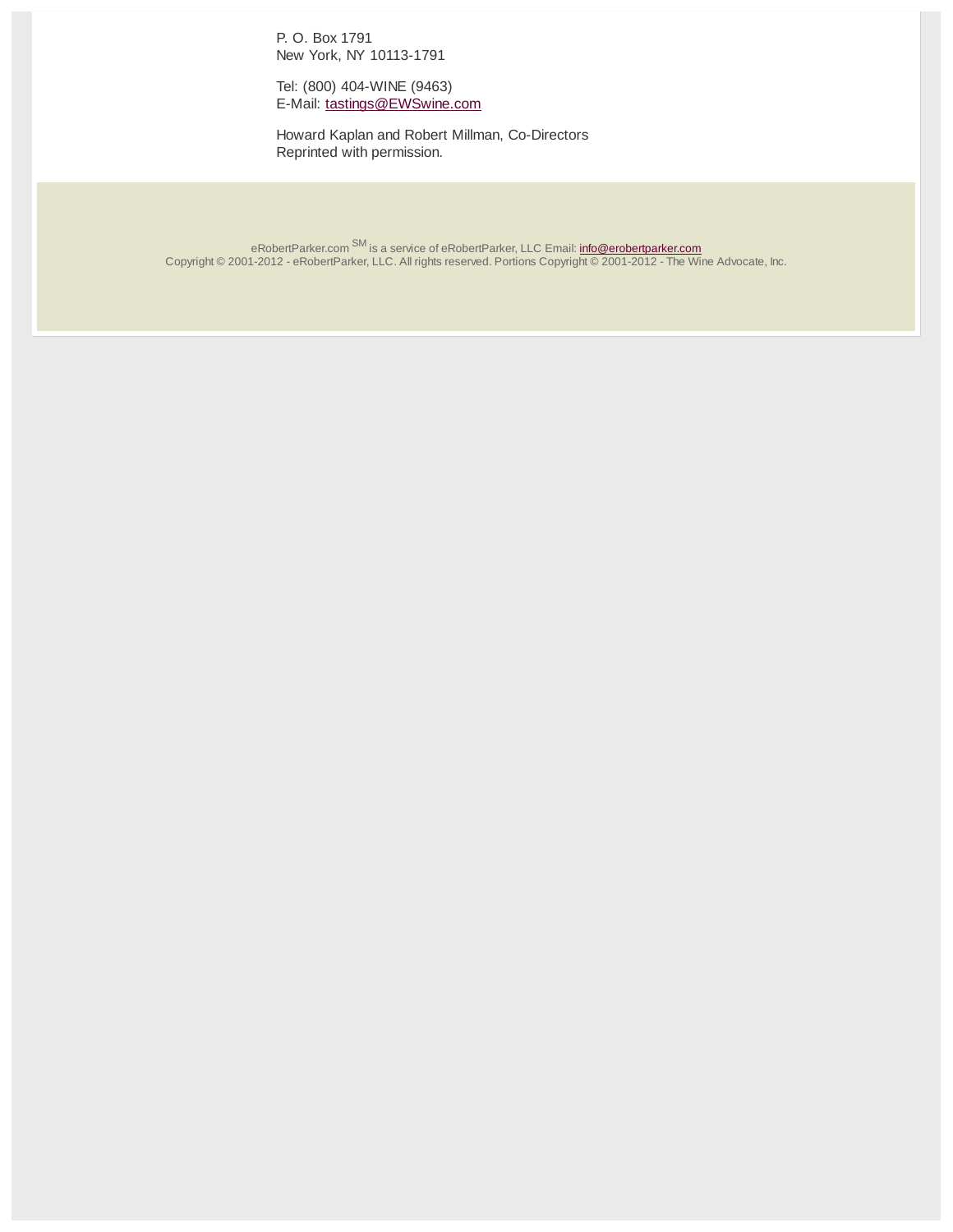P. O. Box 1791
New York, NY 10113-1791

Tel: (800) 404-WINE (9463)
E-Mail: tastings@EWSwine.com

Howard Kaplan and Robert Millman, Co-Directors
Reprinted with permission.

eRobertParker.com SM is a service of eRobertParker, LLC Email: info@erobertparker.com
Copyright © 2001-2012 - eRobertParker, LLC. All rights reserved. Portions Copyright © 2001-2012 - The Wine Advocate, Inc.